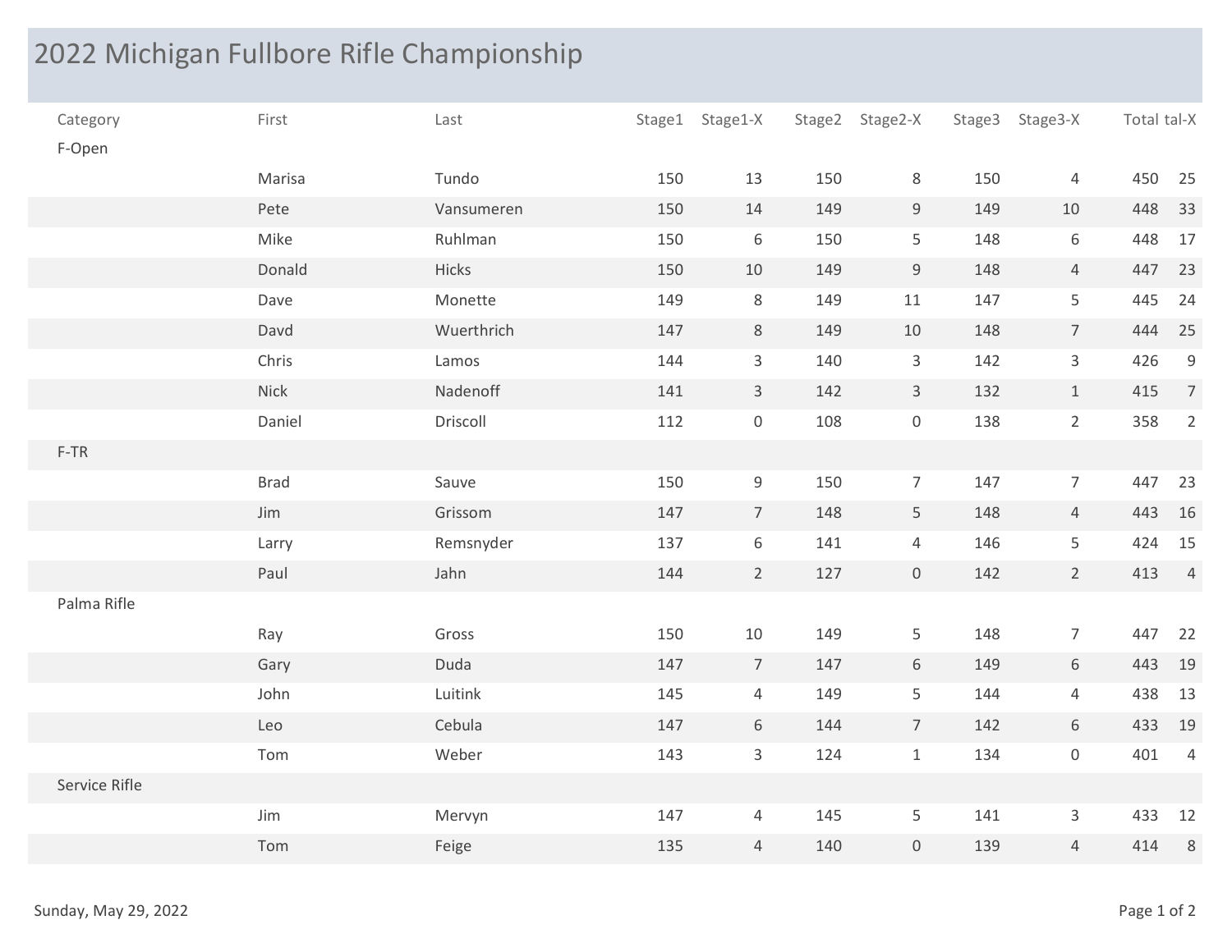# 2022 Michigan Fullbore Rifle Championship

| Category | First | Last | Stage1 | Stage1-X | Stage2 | Stage2-X | Stage3 | Stage3-X | Total | tal-X |
|---|---|---|---|---|---|---|---|---|---|---|
| F-Open | | | | | | | | | | |
| | Marisa | Tundo | 150 | 13 | 150 | 8 | 150 | 4 | 450 | 25 |
| | Pete | Vansumeren | 150 | 14 | 149 | 9 | 149 | 10 | 448 | 33 |
| | Mike | Ruhlman | 150 | 6 | 150 | 5 | 148 | 6 | 448 | 17 |
| | Donald | Hicks | 150 | 10 | 149 | 9 | 148 | 4 | 447 | 23 |
| | Dave | Monette | 149 | 8 | 149 | 11 | 147 | 5 | 445 | 24 |
| | Davd | Wuerthrich | 147 | 8 | 149 | 10 | 148 | 7 | 444 | 25 |
| | Chris | Lamos | 144 | 3 | 140 | 3 | 142 | 3 | 426 | 9 |
| | Nick | Nadenoff | 141 | 3 | 142 | 3 | 132 | 1 | 415 | 7 |
| | Daniel | Driscoll | 112 | 0 | 108 | 0 | 138 | 2 | 358 | 2 |
| F-TR | | | | | | | | | | |
| | Brad | Sauve | 150 | 9 | 150 | 7 | 147 | 7 | 447 | 23 |
| | Jim | Grissom | 147 | 7 | 148 | 5 | 148 | 4 | 443 | 16 |
| | Larry | Remsnyder | 137 | 6 | 141 | 4 | 146 | 5 | 424 | 15 |
| | Paul | Jahn | 144 | 2 | 127 | 0 | 142 | 2 | 413 | 4 |
| Palma Rifle | | | | | | | | | | |
| | Ray | Gross | 150 | 10 | 149 | 5 | 148 | 7 | 447 | 22 |
| | Gary | Duda | 147 | 7 | 147 | 6 | 149 | 6 | 443 | 19 |
| | John | Luitink | 145 | 4 | 149 | 5 | 144 | 4 | 438 | 13 |
| | Leo | Cebula | 147 | 6 | 144 | 7 | 142 | 6 | 433 | 19 |
| | Tom | Weber | 143 | 3 | 124 | 1 | 134 | 0 | 401 | 4 |
| Service Rifle | | | | | | | | | | |
| | Jim | Mervyn | 147 | 4 | 145 | 5 | 141 | 3 | 433 | 12 |
| | Tom | Feige | 135 | 4 | 140 | 0 | 139 | 4 | 414 | 8 |

Sunday, May 29, 2022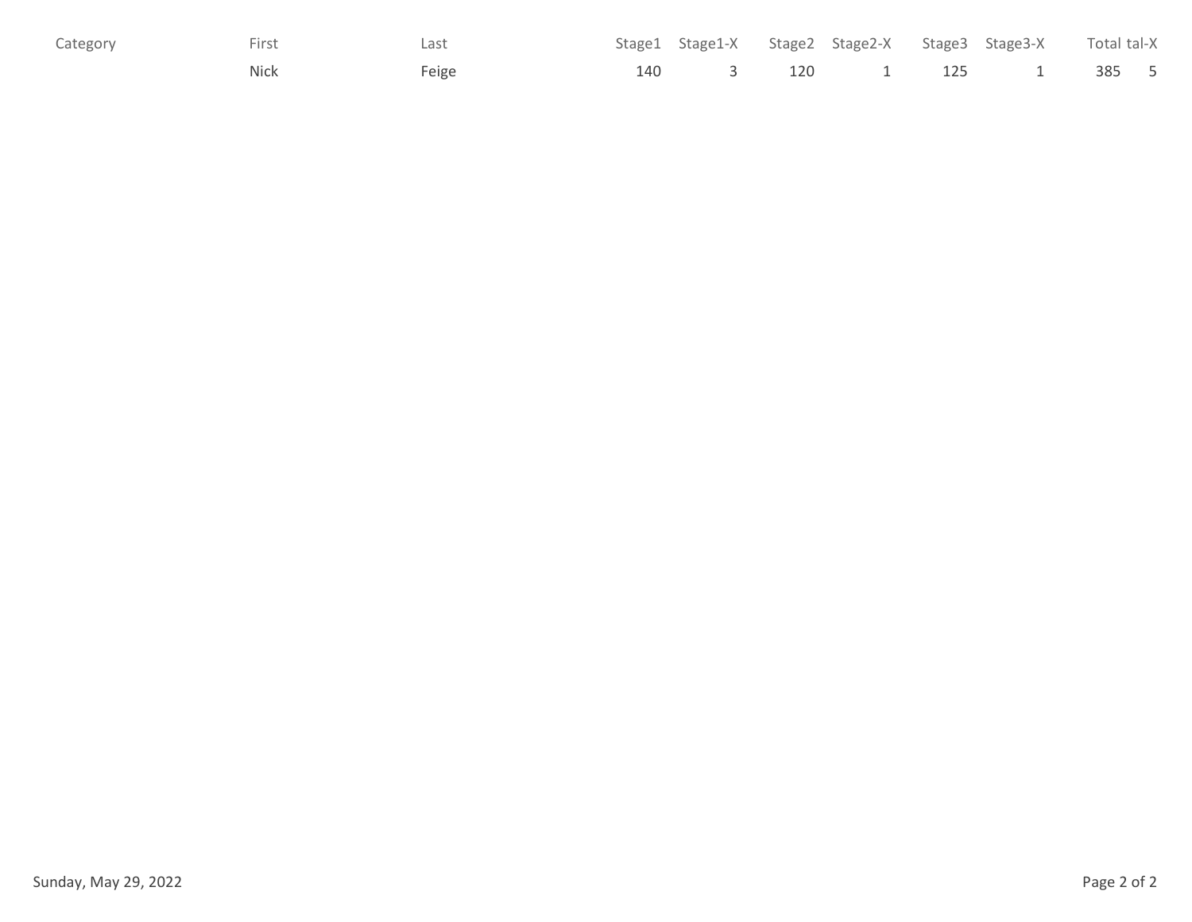| Category | First | Last | Stage1 | Stage1-X | Stage2 | Stage2-X | Stage3 | Stage3-X | Total | tal-X |
|---|---|---|---|---|---|---|---|---|---|---|
| | Nick | Feige | 140 | 3 | 120 | 1 | 125 | 1 | 385 | 5 |